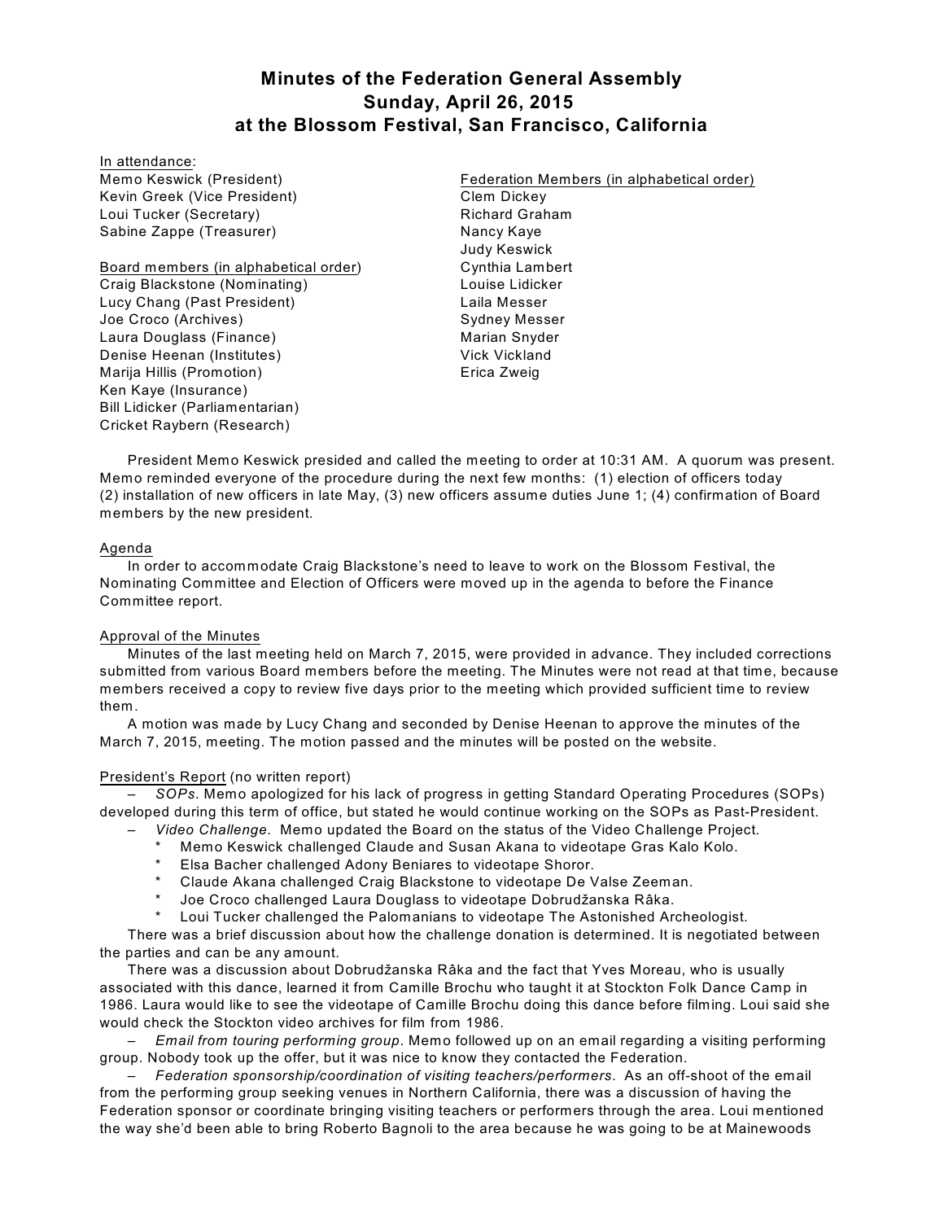# Minutes of the Federation General Assembly
# Sunday, April 26, 2015
# at the Blossom Festival, San Francisco, California

<u>In attendance</u>:

Memo Keswick (President)
Kevin Greek (Vice President)
Loui Tucker (Secretary)
Sabine Zappe (Treasurer)

<u>Board members (in alphabetical order)</u>

Craig Blackstone (Nominating)
Lucy Chang (Past President)
Joe Croco (Archives)
Laura Douglass (Finance)
Denise Heenan (Institutes)
Marija Hillis (Promotion)
Ken Kaye (Insurance)
Bill Lidicker (Parliamentarian)
Cricket Raybern (Research)

<u>Federation Members (in alphabetical order)</u>

Clem Dickey
Richard Graham
Nancy Kaye
Judy Keswick
Cynthia Lambert
Louise Lidicker
Laila Messer
Sydney Messer
Marian Snyder
Vick Vickland
Erica Zweig

President Memo Keswick presided and called the meeting to order at 10:31 AM. A quorum was present. Memo reminded everyone of the procedure during the next few months: (1) election of officers today (2) installation of new officers in late May, (3) new officers assume duties June 1; (4) confirmation of Board members by the new president.

<u>Agenda</u>

In order to accommodate Craig Blackstone's need to leave to work on the Blossom Festival, the Nominating Committee and Election of Officers were moved up in the agenda to before the Finance Committee report.

<u>Approval of the Minutes</u>

Minutes of the last meeting held on March 7, 2015, were provided in advance. They included corrections submitted from various Board members before the meeting. The Minutes were not read at that time, because members received a copy to review five days prior to the meeting which provided sufficient time to review them.

A motion was made by Lucy Chang and seconded by Denise Heenan to approve the minutes of the March 7, 2015, meeting. The motion passed and the minutes will be posted on the website.

<u>President's Report</u> (no written report)

– *SOPs*. Memo apologized for his lack of progress in getting Standard Operating Procedures (SOPs) developed during this term of office, but stated he would continue working on the SOPs as Past-President.

– *Video Challenge.* Memo updated the Board on the status of the Video Challenge Project.

- Memo Keswick challenged Claude and Susan Akana to videotape Gras Kalo Kolo.
- Elsa Bacher challenged Adony Beniares to videotape Shoror.
- Claude Akana challenged Craig Blackstone to videotape De Valse Zeeman.
- Joe Croco challenged Laura Douglass to videotape Dobrudžanska Râka.
- Loui Tucker challenged the Palomanians to videotape The Astonished Archeologist.

There was a brief discussion about how the challenge donation is determined. It is negotiated between the parties and can be any amount.

There was a discussion about Dobrudžanska Râka and the fact that Yves Moreau, who is usually associated with this dance, learned it from Camille Brochu who taught it at Stockton Folk Dance Camp in 1986. Laura would like to see the videotape of Camille Brochu doing this dance before filming. Loui said she would check the Stockton video archives for film from 1986.

– *Email from touring performing group*. Memo followed up on an email regarding a visiting performing group. Nobody took up the offer, but it was nice to know they contacted the Federation.

– *Federation sponsorship/coordination of visiting teachers/performers*. As an off-shoot of the email from the performing group seeking venues in Northern California, there was a discussion of having the Federation sponsor or coordinate bringing visiting teachers or performers through the area. Loui mentioned the way she'd been able to bring Roberto Bagnoli to the area because he was going to be at Mainewoods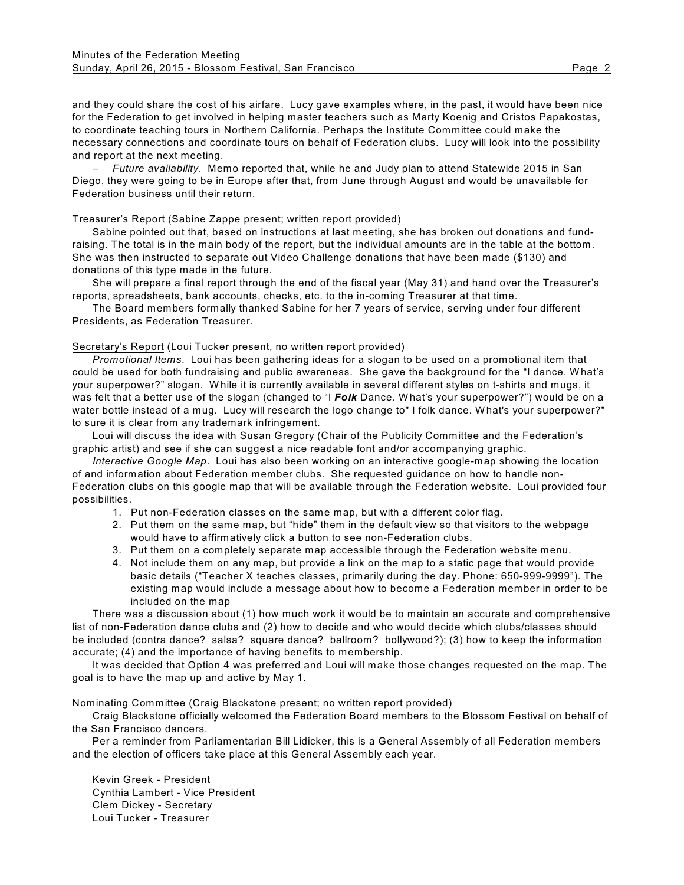and they could share the cost of his airfare. Lucy gave examples where, in the past, it would have been nice for the Federation to get involved in helping master teachers such as Marty Koenig and Cristos Papakostas, to coordinate teaching tours in Northern California. Perhaps the Institute Committee could make the necessary connections and coordinate tours on behalf of Federation clubs. Lucy will look into the possibility and report at the next meeting.

– *Future availability*. Memo reported that, while he and Judy plan to attend Statewide 2015 in San Diego, they were going to be in Europe after that, from June through August and would be unavailable for Federation business until their return.

Treasurer's Report (Sabine Zappe present; written report provided)

Sabine pointed out that, based on instructions at last meeting, she has broken out donations and fund-raising. The total is in the main body of the report, but the individual amounts are in the table at the bottom. She was then instructed to separate out Video Challenge donations that have been made ($130) and donations of this type made in the future.

She will prepare a final report through the end of the fiscal year (May 31) and hand over the Treasurer's reports, spreadsheets, bank accounts, checks, etc. to the in-coming Treasurer at that time.

The Board members formally thanked Sabine for her 7 years of service, serving under four different Presidents, as Federation Treasurer.

Secretary's Report (Loui Tucker present, no written report provided)

*Promotional Items.* Loui has been gathering ideas for a slogan to be used on a promotional item that could be used for both fundraising and public awareness. She gave the background for the "I dance. What's your superpower?" slogan. While it is currently available in several different styles on t-shirts and mugs, it was felt that a better use of the slogan (changed to "I ***Folk*** Dance. What's your superpower?") would be on a water bottle instead of a mug. Lucy will research the logo change to" I folk dance. What's your superpower?" to sure it is clear from any trademark infringement.

Loui will discuss the idea with Susan Gregory (Chair of the Publicity Committee and the Federation's graphic artist) and see if she can suggest a nice readable font and/or accompanying graphic.

*Interactive Google Map*. Loui has also been working on an interactive google-map showing the location of and information about Federation member clubs. She requested guidance on how to handle non-Federation clubs on this google map that will be available through the Federation website. Loui provided four possibilities.

1. Put non-Federation classes on the same map, but with a different color flag.
2. Put them on the same map, but "hide" them in the default view so that visitors to the webpage would have to affirmatively click a button to see non-Federation clubs.
3. Put them on a completely separate map accessible through the Federation website menu.
4. Not include them on any map, but provide a link on the map to a static page that would provide basic details ("Teacher X teaches classes, primarily during the day. Phone: 650-999-9999"). The existing map would include a message about how to become a Federation member in order to be included on the map

There was a discussion about (1) how much work it would be to maintain an accurate and comprehensive list of non-Federation dance clubs and (2) how to decide and who would decide which clubs/classes should be included (contra dance? salsa? square dance? ballroom? bollywood?); (3) how to keep the information accurate; (4) and the importance of having benefits to membership.

It was decided that Option 4 was preferred and Loui will make those changes requested on the map. The goal is to have the map up and active by May 1.

Nominating Committee (Craig Blackstone present; no written report provided)

Craig Blackstone officially welcomed the Federation Board members to the Blossom Festival on behalf of the San Francisco dancers.

Per a reminder from Parliamentarian Bill Lidicker, this is a General Assembly of all Federation members and the election of officers take place at this General Assembly each year.

Kevin Greek - President
Cynthia Lambert - Vice President
Clem Dickey - Secretary
Loui Tucker - Treasurer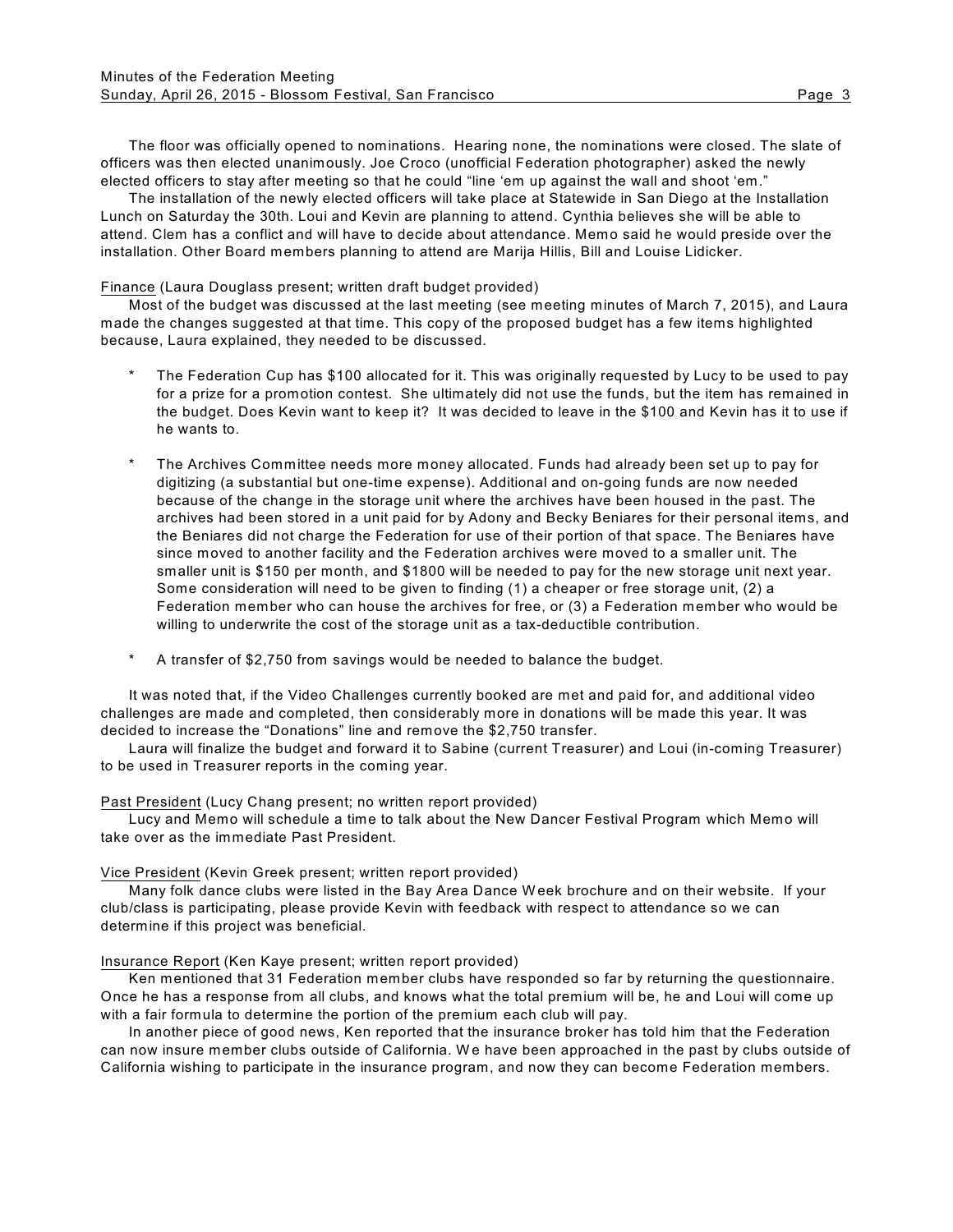The floor was officially opened to nominations. Hearing none, the nominations were closed. The slate of officers was then elected unanimously. Joe Croco (unofficial Federation photographer) asked the newly elected officers to stay after meeting so that he could "line 'em up against the wall and shoot 'em."

The installation of the newly elected officers will take place at Statewide in San Diego at the Installation Lunch on Saturday the 30th. Loui and Kevin are planning to attend. Cynthia believes she will be able to attend. Clem has a conflict and will have to decide about attendance. Memo said he would preside over the installation. Other Board members planning to attend are Marija Hillis, Bill and Louise Lidicker.

<u>Finance</u> (Laura Douglass present; written draft budget provided)

Most of the budget was discussed at the last meeting (see meeting minutes of March 7, 2015), and Laura made the changes suggested at that time. This copy of the proposed budget has a few items highlighted because, Laura explained, they needed to be discussed.

* The Federation Cup has $100 allocated for it. This was originally requested by Lucy to be used to pay for a prize for a promotion contest. She ultimately did not use the funds, but the item has remained in the budget. Does Kevin want to keep it? It was decided to leave in the $100 and Kevin has it to use if he wants to.

* The Archives Committee needs more money allocated. Funds had already been set up to pay for digitizing (a substantial but one-time expense). Additional and on-going funds are now needed because of the change in the storage unit where the archives have been housed in the past. The archives had been stored in a unit paid for by Adony and Becky Beniares for their personal items, and the Beniares did not charge the Federation for use of their portion of that space. The Beniares have since moved to another facility and the Federation archives were moved to a smaller unit. The smaller unit is $150 per month, and $1800 will be needed to pay for the new storage unit next year. Some consideration will need to be given to finding (1) a cheaper or free storage unit, (2) a Federation member who can house the archives for free, or (3) a Federation member who would be willing to underwrite the cost of the storage unit as a tax-deductible contribution.

* A transfer of $2,750 from savings would be needed to balance the budget.

It was noted that, if the Video Challenges currently booked are met and paid for, and additional video challenges are made and completed, then considerably more in donations will be made this year. It was decided to increase the "Donations" line and remove the $2,750 transfer.

Laura will finalize the budget and forward it to Sabine (current Treasurer) and Loui (in-coming Treasurer) to be used in Treasurer reports in the coming year.

<u>Past President</u> (Lucy Chang present; no written report provided)

Lucy and Memo will schedule a time to talk about the New Dancer Festival Program which Memo will take over as the immediate Past President.

<u>Vice President</u> (Kevin Greek present; written report provided)

Many folk dance clubs were listed in the Bay Area Dance Week brochure and on their website. If your club/class is participating, please provide Kevin with feedback with respect to attendance so we can determine if this project was beneficial.

<u>Insurance Report</u> (Ken Kaye present; written report provided)

Ken mentioned that 31 Federation member clubs have responded so far by returning the questionnaire. Once he has a response from all clubs, and knows what the total premium will be, he and Loui will come up with a fair formula to determine the portion of the premium each club will pay.

In another piece of good news, Ken reported that the insurance broker has told him that the Federation can now insure member clubs outside of California. We have been approached in the past by clubs outside of California wishing to participate in the insurance program, and now they can become Federation members.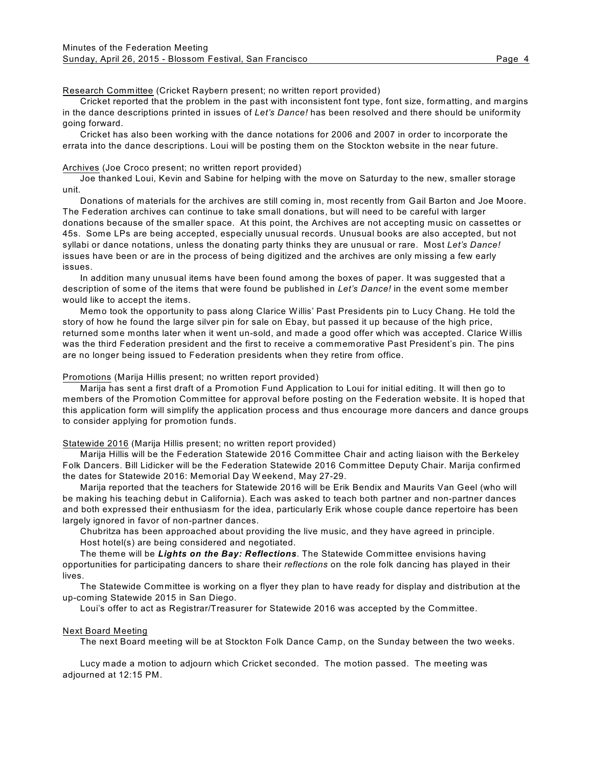Research Committee (Cricket Raybern present; no written report provided)

Cricket reported that the problem in the past with inconsistent font type, font size, formatting, and margins in the dance descriptions printed in issues of *Let's Dance!* has been resolved and there should be uniformity going forward.

Cricket has also been working with the dance notations for 2006 and 2007 in order to incorporate the errata into the dance descriptions. Loui will be posting them on the Stockton website in the near future.

Archives (Joe Croco present; no written report provided)

Joe thanked Loui, Kevin and Sabine for helping with the move on Saturday to the new, smaller storage unit.

Donations of materials for the archives are still coming in, most recently from Gail Barton and Joe Moore. The Federation archives can continue to take small donations, but will need to be careful with larger donations because of the smaller space. At this point, the Archives are not accepting music on cassettes or 45s. Some LPs are being accepted, especially unusual records. Unusual books are also accepted, but not syllabi or dance notations, unless the donating party thinks they are unusual or rare. Most *Let's Dance!* issues have been or are in the process of being digitized and the archives are only missing a few early issues.

In addition many unusual items have been found among the boxes of paper. It was suggested that a description of some of the items that were found be published in *Let's Dance!* in the event some member would like to accept the items.

Memo took the opportunity to pass along Clarice Willis' Past Presidents pin to Lucy Chang. He told the story of how he found the large silver pin for sale on Ebay, but passed it up because of the high price, returned some months later when it went un-sold, and made a good offer which was accepted. Clarice Willis was the third Federation president and the first to receive a commemorative Past President's pin. The pins are no longer being issued to Federation presidents when they retire from office.

Promotions (Marija Hillis present; no written report provided)

Marija has sent a first draft of a Promotion Fund Application to Loui for initial editing. It will then go to members of the Promotion Committee for approval before posting on the Federation website. It is hoped that this application form will simplify the application process and thus encourage more dancers and dance groups to consider applying for promotion funds.

Statewide 2016 (Marija Hillis present; no written report provided)

Marija Hillis will be the Federation Statewide 2016 Committee Chair and acting liaison with the Berkeley Folk Dancers. Bill Lidicker will be the Federation Statewide 2016 Committee Deputy Chair. Marija confirmed the dates for Statewide 2016: Memorial Day Weekend, May 27-29.

Marija reported that the teachers for Statewide 2016 will be Erik Bendix and Maurits Van Geel (who will be making his teaching debut in California). Each was asked to teach both partner and non-partner dances and both expressed their enthusiasm for the idea, particularly Erik whose couple dance repertoire has been largely ignored in favor of non-partner dances.

Chubritza has been approached about providing the live music, and they have agreed in principle.

Host hotel(s) are being considered and negotiated.

The theme will be ***Lights on the Bay: Reflections***. The Statewide Committee envisions having opportunities for participating dancers to share their *reflections* on the role folk dancing has played in their lives.

The Statewide Committee is working on a flyer they plan to have ready for display and distribution at the up-coming Statewide 2015 in San Diego.

Loui's offer to act as Registrar/Treasurer for Statewide 2016 was accepted by the Committee.

Next Board Meeting

The next Board meeting will be at Stockton Folk Dance Camp, on the Sunday between the two weeks.

Lucy made a motion to adjourn which Cricket seconded. The motion passed. The meeting was adjourned at 12:15 PM.